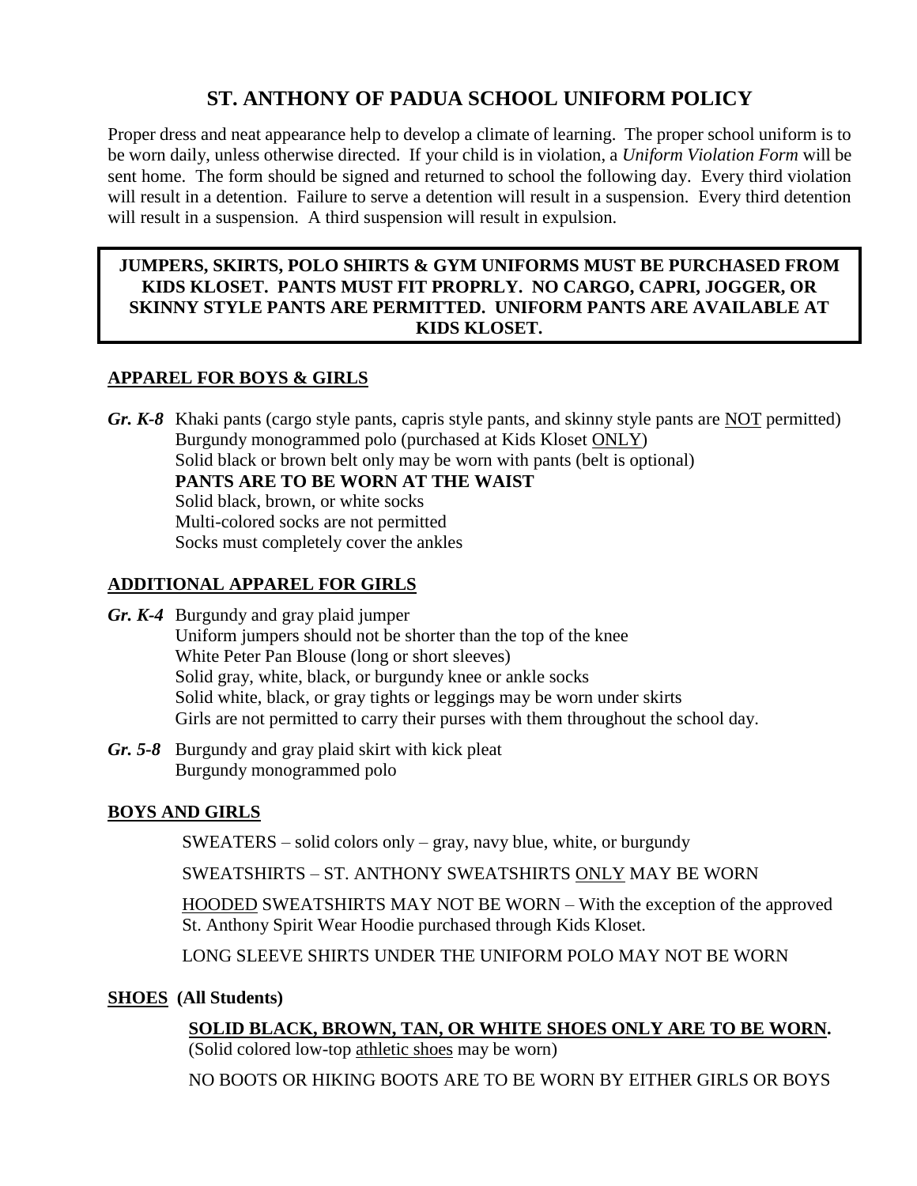# ST. ANTHONY OF PADUA SCHOOL UNIFORM POLICY

Proper dress and neat appearance help to develop a climate of learning. The proper school uniform is to be worn daily, unless otherwise directed. If your child is in violation, a *Uniform Violation Form* will be sent home. The form should be signed and returned to school the following day. Every third violation will result in a detention. Failure to serve a detention will result in a suspension. Every third detention will result in a suspension. A third suspension will result in expulsion.

**JUMPERS, SKIRTS, POLO SHIRTS & GYM UNIFORMS MUST BE PURCHASED FROM KIDS KLOSET. PANTS MUST FIT PROPRLY. NO CARGO, CAPRI, JOGGER, OR SKINNY STYLE PANTS ARE PERMITTED. UNIFORM PANTS ARE AVAILABLE AT KIDS KLOSET.**

## APPAREL FOR BOYS & GIRLS

***Gr. K-8*** Khaki pants (cargo style pants, capris style pants, and skinny style pants are NOT permitted)
Burgundy monogrammed polo (purchased at Kids Kloset ONLY)
Solid black or brown belt only may be worn with pants (belt is optional)
**PANTS ARE TO BE WORN AT THE WAIST**
Solid black, brown, or white socks
Multi-colored socks are not permitted
Socks must completely cover the ankles

## ADDITIONAL APPAREL FOR GIRLS

***Gr. K-4*** Burgundy and gray plaid jumper
Uniform jumpers should not be shorter than the top of the knee
White Peter Pan Blouse (long or short sleeves)
Solid gray, white, black, or burgundy knee or ankle socks
Solid white, black, or gray tights or leggings may be worn under skirts
Girls are not permitted to carry their purses with them throughout the school day.

***Gr. 5-8*** Burgundy and gray plaid skirt with kick pleat
Burgundy monogrammed polo

## BOYS AND GIRLS

SWEATERS – solid colors only – gray, navy blue, white, or burgundy

SWEATSHIRTS – ST. ANTHONY SWEATSHIRTS ONLY MAY BE WORN

HOODED SWEATSHIRTS MAY NOT BE WORN – With the exception of the approved St. Anthony Spirit Wear Hoodie purchased through Kids Kloset.

LONG SLEEVE SHIRTS UNDER THE UNIFORM POLO MAY NOT BE WORN

## SHOES (All Students)

**SOLID BLACK, BROWN, TAN, OR WHITE SHOES ONLY ARE TO BE WORN.**
(Solid colored low-top athletic shoes may be worn)

NO BOOTS OR HIKING BOOTS ARE TO BE WORN BY EITHER GIRLS OR BOYS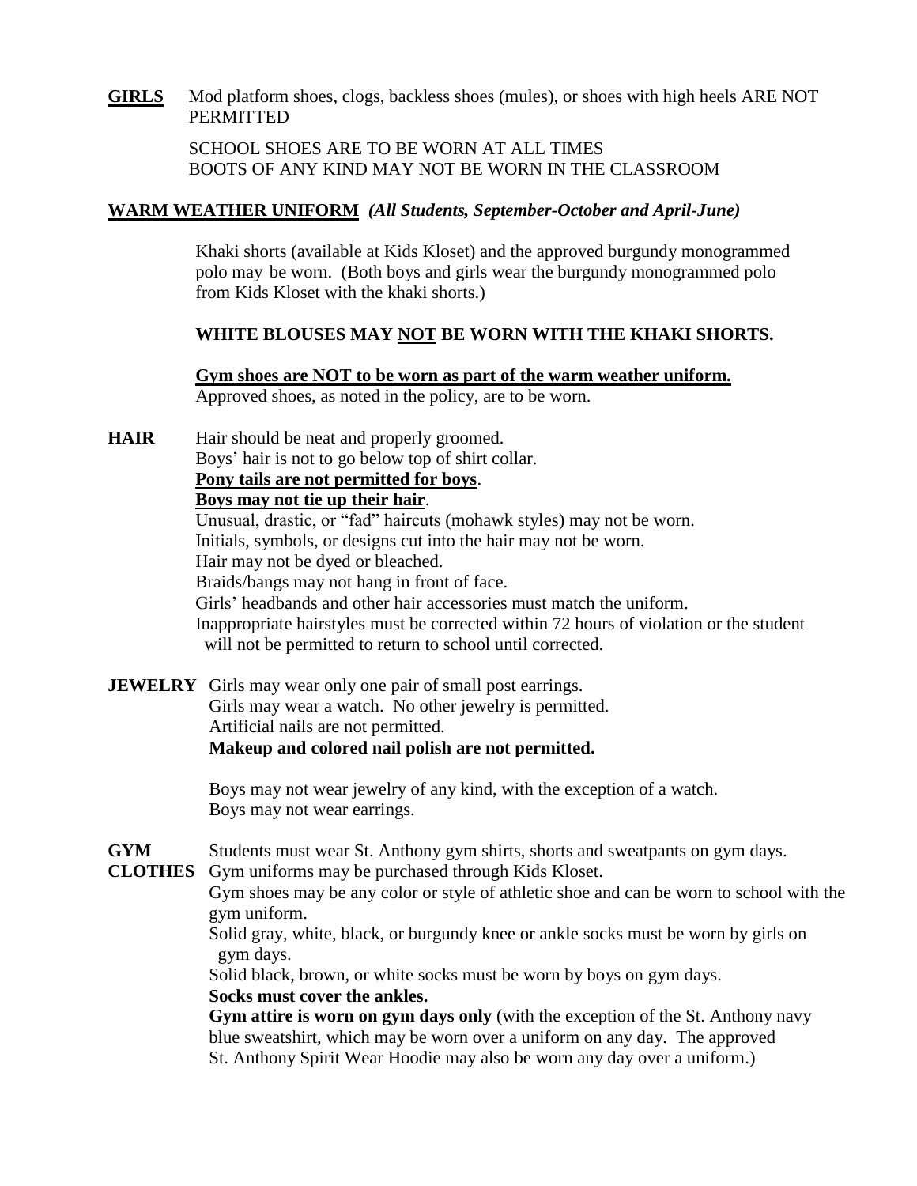**<u>GIRLS</u>** Mod platform shoes, clogs, backless shoes (mules), or shoes with high heels ARE NOT PERMITTED

SCHOOL SHOES ARE TO BE WORN AT ALL TIMES
BOOTS OF ANY KIND MAY NOT BE WORN IN THE CLASSROOM

**<u>WARM WEATHER UNIFORM</u>** ***(All Students, September-October and April-June)***

Khaki shorts (available at Kids Kloset) and the approved burgundy monogrammed polo may be worn. (Both boys and girls wear the burgundy monogrammed polo from Kids Kloset with the khaki shorts.)

**WHITE BLOUSES MAY <u>NOT</u> BE WORN WITH THE KHAKI SHORTS.**

**<u>Gym shoes are NOT to be worn as part of the warm weather uniform.</u>**
Approved shoes, as noted in the policy, are to be worn.

**HAIR** Hair should be neat and properly groomed.
Boys' hair is not to go below top of shirt collar.
**<u>Pony tails are not permitted for boys</u>**.
**<u>Boys may not tie up their hair</u>**.
Unusual, drastic, or "fad" haircuts (mohawk styles) may not be worn.
Initials, symbols, or designs cut into the hair may not be worn.
Hair may not be dyed or bleached.
Braids/bangs may not hang in front of face.
Girls' headbands and other hair accessories must match the uniform.
Inappropriate hairstyles must be corrected within 72 hours of violation or the student will not be permitted to return to school until corrected.

**JEWELRY** Girls may wear only one pair of small post earrings.
Girls may wear a watch. No other jewelry is permitted.
Artificial nails are not permitted.
**Makeup and colored nail polish are not permitted.**

Boys may not wear jewelry of any kind, with the exception of a watch.
Boys may not wear earrings.

**GYM CLOTHES** Students must wear St. Anthony gym shirts, shorts and sweatpants on gym days.
Gym uniforms may be purchased through Kids Kloset.
Gym shoes may be any color or style of athletic shoe and can be worn to school with the gym uniform.
Solid gray, white, black, or burgundy knee or ankle socks must be worn by girls on gym days.
Solid black, brown, or white socks must be worn by boys on gym days.
**Socks must cover the ankles.**
**Gym attire is worn on gym days only** (with the exception of the St. Anthony navy blue sweatshirt, which may be worn over a uniform on any day. The approved St. Anthony Spirit Wear Hoodie may also be worn any day over a uniform.)